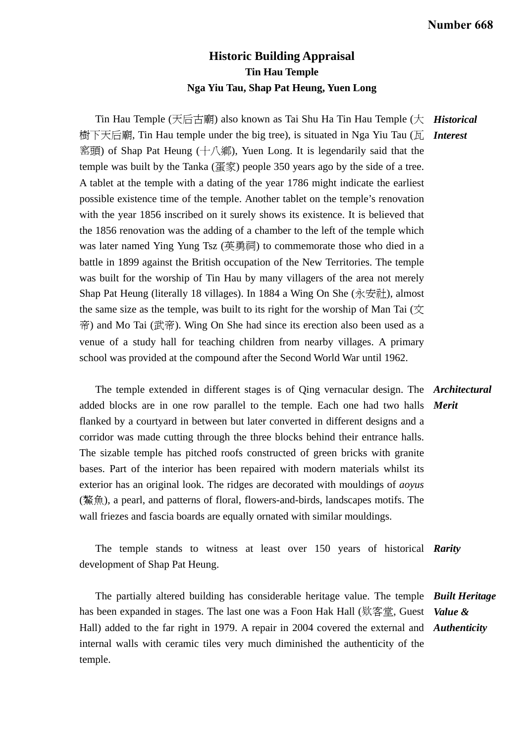Number 668

# Historic Building Appraisal

## Tin Hau Temple

### Nga Yiu Tau, Shap Pat Heung, Yuen Long

***Historical Interest***

Tin Hau Temple (天后古廟) also known as Tai Shu Ha Tin Hau Temple (大樹下天后廟, Tin Hau temple under the big tree), is situated in Nga Yiu Tau (瓦窰頭) of Shap Pat Heung (十八鄉), Yuen Long. It is legendarily said that the temple was built by the Tanka (蛋家) people 350 years ago by the side of a tree. A tablet at the temple with a dating of the year 1786 might indicate the earliest possible existence time of the temple. Another tablet on the temple's renovation with the year 1856 inscribed on it surely shows its existence. It is believed that the 1856 renovation was the adding of a chamber to the left of the temple which was later named Ying Yung Tsz (英勇祠) to commemorate those who died in a battle in 1899 against the British occupation of the New Territories. The temple was built for the worship of Tin Hau by many villagers of the area not merely Shap Pat Heung (literally 18 villages). In 1884 a Wing On She (永安社), almost the same size as the temple, was built to its right for the worship of Man Tai (文帝) and Mo Tai (武帝). Wing On She had since its erection also been used as a venue of a study hall for teaching children from nearby villages. A primary school was provided at the compound after the Second World War until 1962.

***Architectural Merit***

The temple extended in different stages is of Qing vernacular design. The added blocks are in one row parallel to the temple. Each one had two halls flanked by a courtyard in between but later converted in different designs and a corridor was made cutting through the three blocks behind their entrance halls. The sizable temple has pitched roofs constructed of green bricks with granite bases. Part of the interior has been repaired with modern materials whilst its exterior has an original look. The ridges are decorated with mouldings of *aoyus* (鰲魚), a pearl, and patterns of floral, flowers-and-birds, landscapes motifs. The wall friezes and fascia boards are equally ornated with similar mouldings.

***Rarity***

The temple stands to witness at least over 150 years of historical development of Shap Pat Heung.

***Built Heritage Value & Authenticity***

The partially altered building has considerable heritage value. The temple has been expanded in stages. The last one was a Foon Hak Hall (欵客堂, Guest Hall) added to the far right in 1979. A repair in 2004 covered the external and internal walls with ceramic tiles very much diminished the authenticity of the temple.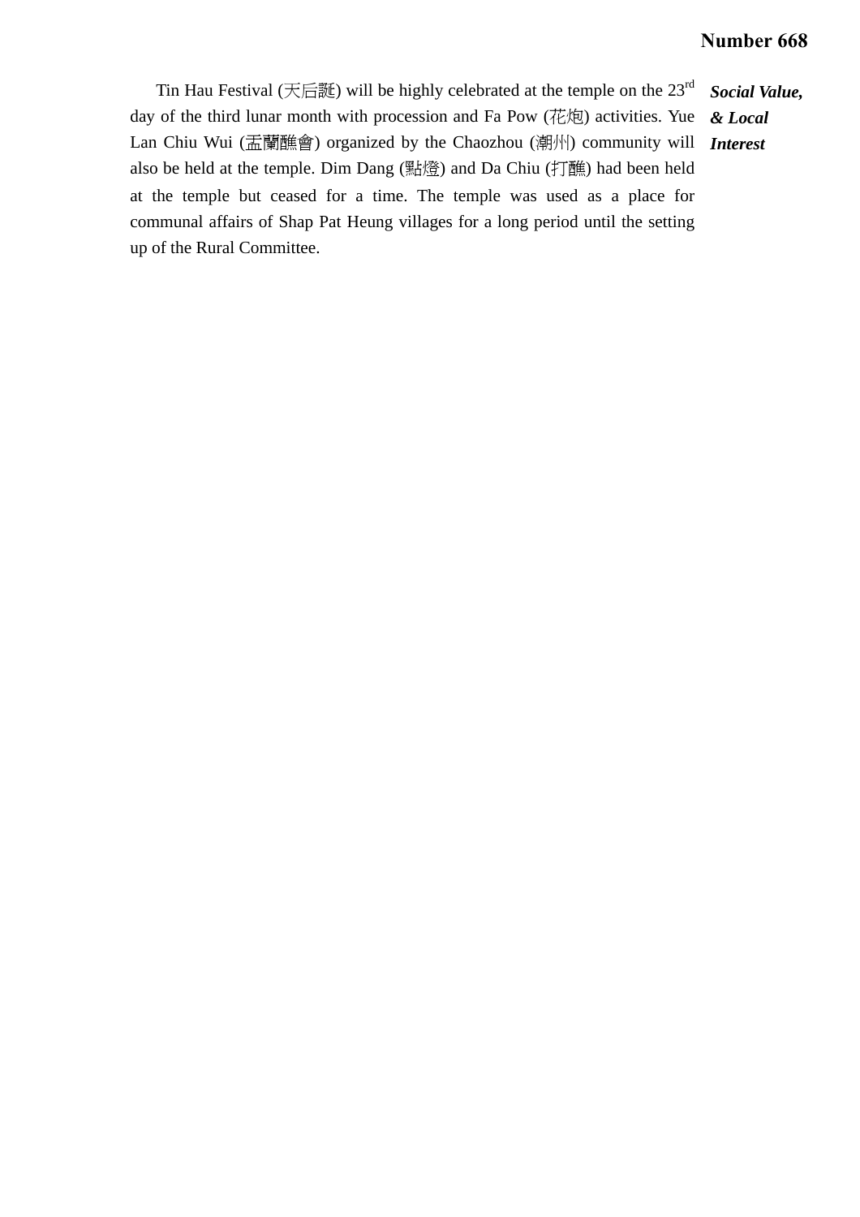***Social Value, & Local Interest***

Tin Hau Festival (天后誕) will be highly celebrated at the temple on the 23rd day of the third lunar month with procession and Fa Pow (花炮) activities. Yue Lan Chiu Wui (盂蘭醮會) organized by the Chaozhou (潮州) community will also be held at the temple. Dim Dang (點燈) and Da Chiu (打醮) had been held at the temple but ceased for a time. The temple was used as a place for communal affairs of Shap Pat Heung villages for a long period until the setting up of the Rural Committee.